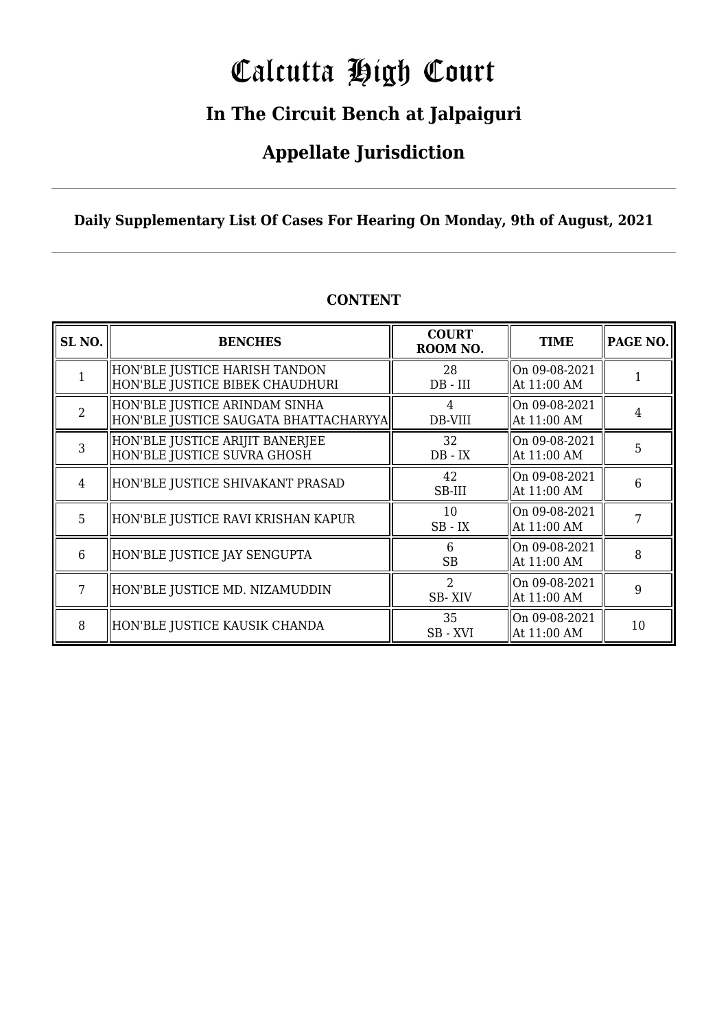# Calcutta High Court

## In The Circuit Bench at Jalpaiguri

## Appellate Jurisdiction

**Daily Supplementary List Of Cases For Hearing On Monday, 9th of August, 2021**

**CONTENT**

| SL NO. | BENCHES | COURT ROOM NO. | TIME | PAGE NO. |
|---|---|---|---|---|
| 1 | HON'BLE JUSTICE HARISH TANDON<br>HON'BLE JUSTICE BIBEK CHAUDHURI | 28<br>DB - III | On 09-08-2021<br>At 11:00 AM | 1 |
| 2 | HON'BLE JUSTICE ARINDAM SINHA<br>HON'BLE JUSTICE SAUGATA BHATTACHARYYA | 4<br>DB-VIII | On 09-08-2021<br>At 11:00 AM | 4 |
| 3 | HON'BLE JUSTICE ARIJIT BANERJEE<br>HON'BLE JUSTICE SUVRA GHOSH | 32<br>DB - IX | On 09-08-2021<br>At 11:00 AM | 5 |
| 4 | HON'BLE JUSTICE SHIVAKANT PRASAD | 42<br>SB-III | On 09-08-2021<br>At 11:00 AM | 6 |
| 5 | HON'BLE JUSTICE RAVI KRISHAN KAPUR | 10<br>SB - IX | On 09-08-2021<br>At 11:00 AM | 7 |
| 6 | HON'BLE JUSTICE JAY SENGUPTA | 6<br>SB | On 09-08-2021<br>At 11:00 AM | 8 |
| 7 | HON'BLE JUSTICE MD. NIZAMUDDIN | 2<br>SB- XIV | On 09-08-2021<br>At 11:00 AM | 9 |
| 8 | HON'BLE JUSTICE KAUSIK CHANDA | 35<br>SB - XVI | On 09-08-2021<br>At 11:00 AM | 10 |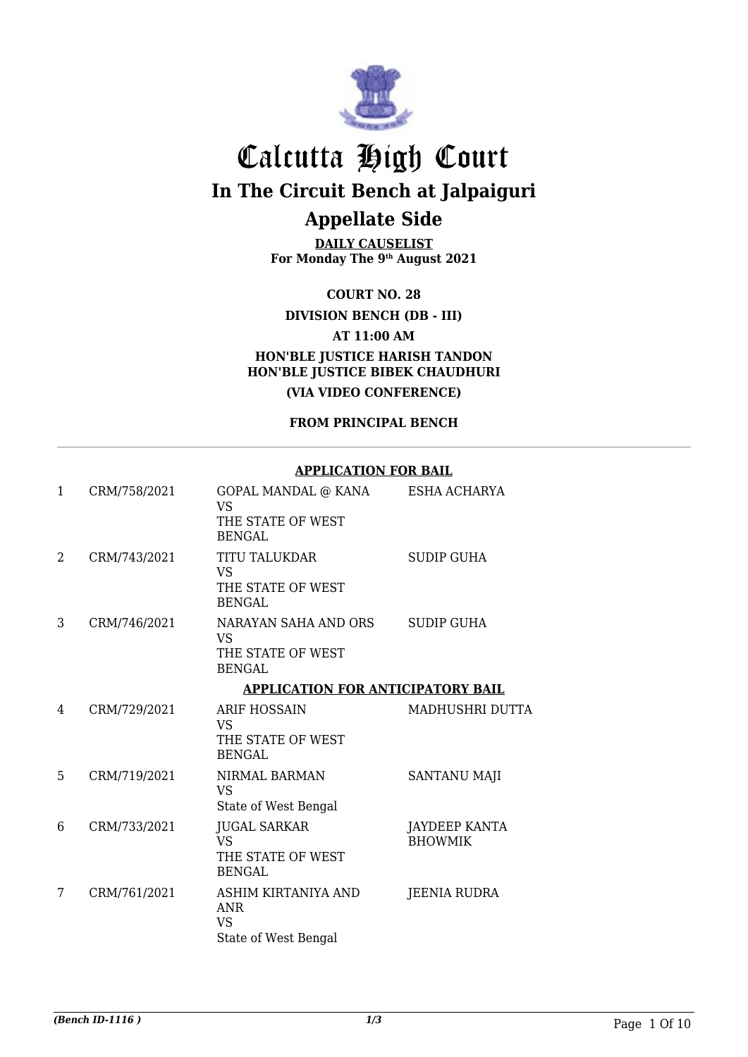# Calcutta High Court

## In The Circuit Bench at Jalpaiguri

## Appellate Side

**DAILY CAUSELIST**
**For Monday The 9th August 2021**

**COURT NO. 28**

**DIVISION BENCH (DB - III)**

**AT 11:00 AM**

**HON'BLE JUSTICE HARISH TANDON**
**HON'BLE JUSTICE BIBEK CHAUDHURI**

**(VIA VIDEO CONFERENCE)**

**FROM PRINCIPAL BENCH**

---

**APPLICATION FOR BAIL**

| | | | |
|---|---|---|---|
| 1 | CRM/758/2021 | GOPAL MANDAL @ KANA VS THE STATE OF WEST BENGAL | ESHA ACHARYA |
| 2 | CRM/743/2021 | TITU TALUKDAR VS THE STATE OF WEST BENGAL | SUDIP GUHA |
| 3 | CRM/746/2021 | NARAYAN SAHA AND ORS VS THE STATE OF WEST BENGAL | SUDIP GUHA |

**APPLICATION FOR ANTICIPATORY BAIL**

| | | | |
|---|---|---|---|
| 4 | CRM/729/2021 | ARIF HOSSAIN VS THE STATE OF WEST BENGAL | MADHUSHRI DUTTA |
| 5 | CRM/719/2021 | NIRMAL BARMAN VS State of West Bengal | SANTANU MAJI |
| 6 | CRM/733/2021 | JUGAL SARKAR VS THE STATE OF WEST BENGAL | JAYDEEP KANTA BHOWMIK |
| 7 | CRM/761/2021 | ASHIM KIRTANIYA AND ANR VS State of West Bengal | JEENIA RUDRA |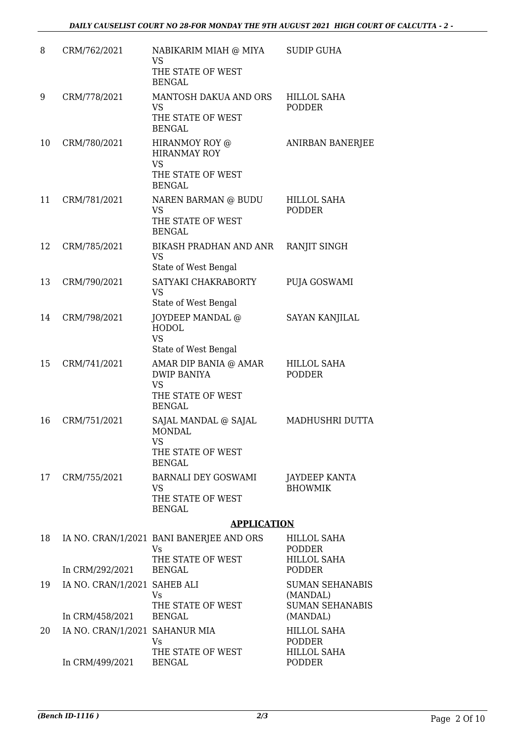| 8 | CRM/762/2021 | NABIKARIM MIAH @ MIYA<br>VS<br>THE STATE OF WEST BENGAL | SUDIP GUHA |
|---|---|---|---|
| 9 | CRM/778/2021 | MANTOSH DAKUA AND ORS<br>VS<br>THE STATE OF WEST BENGAL | HILLOL SAHA PODDER |
| 10 | CRM/780/2021 | HIRANMOY ROY @ HIRANMAY ROY<br>VS<br>THE STATE OF WEST BENGAL | ANIRBAN BANERJEE |
| 11 | CRM/781/2021 | NAREN BARMAN @ BUDU<br>VS<br>THE STATE OF WEST BENGAL | HILLOL SAHA PODDER |
| 12 | CRM/785/2021 | BIKASH PRADHAN AND ANR<br>VS<br>State of West Bengal | RANJIT SINGH |
| 13 | CRM/790/2021 | SATYAKI CHAKRABORTY<br>VS<br>State of West Bengal | PUJA GOSWAMI |
| 14 | CRM/798/2021 | JOYDEEP MANDAL @ HODOL<br>VS<br>State of West Bengal | SAYAN KANJILAL |
| 15 | CRM/741/2021 | AMAR DIP BANIA @ AMAR DWIP BANIYA<br>VS<br>THE STATE OF WEST BENGAL | HILLOL SAHA PODDER |
| 16 | CRM/751/2021 | SAJAL MANDAL @ SAJAL MONDAL<br>VS<br>THE STATE OF WEST BENGAL | MADHUSHRI DUTTA |
| 17 | CRM/755/2021 | BARNALI DEY GOSWAMI<br>VS<br>THE STATE OF WEST BENGAL | JAYDEEP KANTA BHOWMIK |

## APPLICATION

| 18 | IA NO. CRAN/1/2021<br>In CRM/292/2021 | BANI BANERJEE AND ORS<br>Vs<br>THE STATE OF WEST BENGAL | HILLOL SAHA PODDER<br>HILLOL SAHA PODDER |
|---|---|---|---|
| 19 | IA NO. CRAN/1/2021<br>In CRM/458/2021 | SAHEB ALI<br>Vs<br>THE STATE OF WEST BENGAL | SUMAN SEHANABIS (MANDAL)<br>SUMAN SEHANABIS (MANDAL) |
| 20 | IA NO. CRAN/1/2021<br>In CRM/499/2021 | SAHANUR MIA<br>Vs<br>THE STATE OF WEST BENGAL | HILLOL SAHA PODDER<br>HILLOL SAHA PODDER |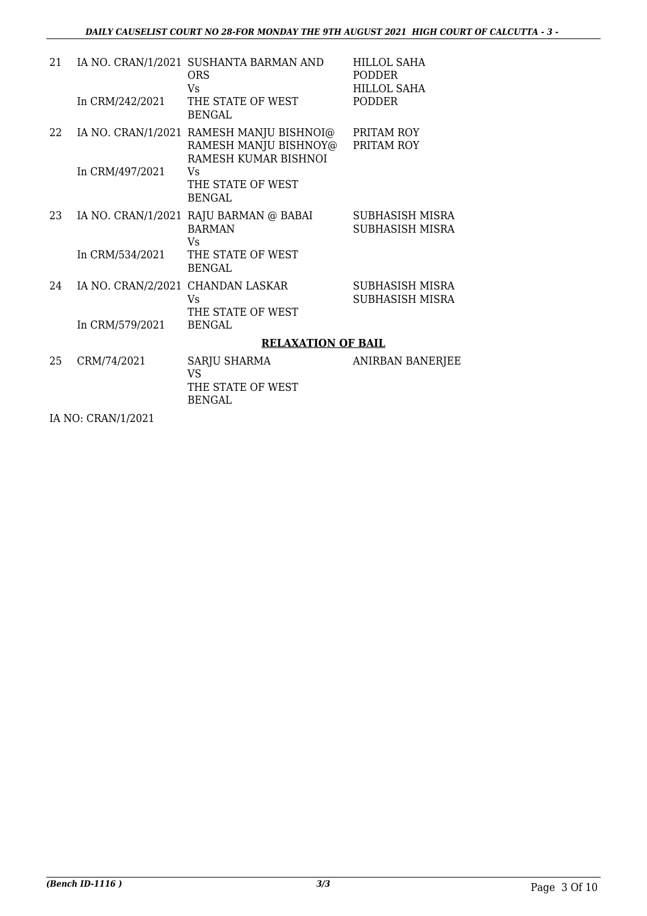| | | | |
|---|---|---|---|
| 21 | IA NO. CRAN/1/2021<br>In CRM/242/2021 | SUSHANTA BARMAN AND ORS<br>Vs<br>THE STATE OF WEST BENGAL | HILLOL SAHA PODDER<br>HILLOL SAHA PODDER |
| 22 | IA NO. CRAN/1/2021<br>In CRM/497/2021 | RAMESH MANJU BISHNOI@ RAMESH MANJU BISHNOY@ RAMESH KUMAR BISHNOI<br>Vs<br>THE STATE OF WEST BENGAL | PRITAM ROY<br>PRITAM ROY |
| 23 | IA NO. CRAN/1/2021<br>In CRM/534/2021 | RAJU BARMAN @ BABAI BARMAN<br>Vs<br>THE STATE OF WEST BENGAL | SUBHASISH MISRA<br>SUBHASISH MISRA |
| 24 | IA NO. CRAN/2/2021<br>In CRM/579/2021 | CHANDAN LASKAR<br>Vs<br>THE STATE OF WEST BENGAL | SUBHASISH MISRA<br>SUBHASISH MISRA |

**RELAXATION OF BAIL**

| | | | |
|---|---|---|---|
| 25 | CRM/74/2021 | SARJU SHARMA<br>VS<br>THE STATE OF WEST BENGAL | ANIRBAN BANERJEE |

IA NO: CRAN/1/2021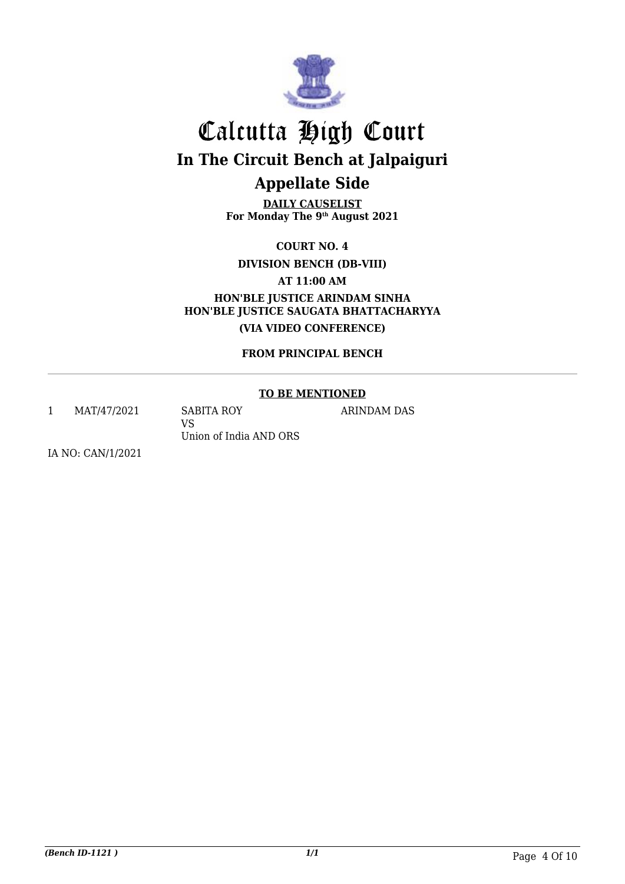# Calcutta High Court

## In The Circuit Bench at Jalpaiguri

## Appellate Side

**DAILY CAUSELIST**
**For Monday The 9th August 2021**

**COURT NO. 4**

**DIVISION BENCH (DB-VIII)**

**AT 11:00 AM**

**HON'BLE JUSTICE ARINDAM SINHA**
**HON'BLE JUSTICE SAUGATA BHATTACHARYYA**

**(VIA VIDEO CONFERENCE)**

**FROM PRINCIPAL BENCH**

---

**TO BE MENTIONED**

| | | | |
|---|---|---|---|
| 1 | MAT/47/2021 | SABITA ROY<br>VS<br>Union of India AND ORS | ARINDAM DAS |

IA NO: CAN/1/2021

*(Bench ID-1121 )*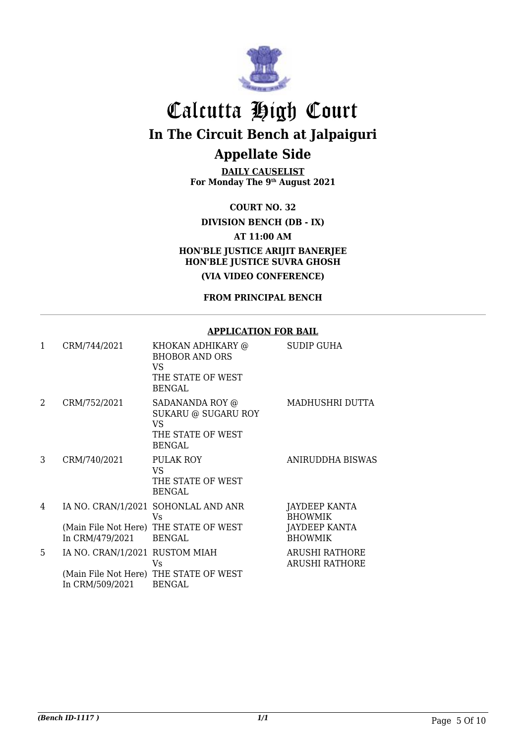# Calcutta High Court

## In The Circuit Bench at Jalpaiguri

## Appellate Side

**DAILY CAUSELIST**
**For Monday The 9th August 2021**

**COURT NO. 32**

**DIVISION BENCH (DB - IX)**

**AT 11:00 AM**

**HON'BLE JUSTICE ARIJIT BANERJEE**
**HON'BLE JUSTICE SUVRA GHOSH**

**(VIA VIDEO CONFERENCE)**

**FROM PRINCIPAL BENCH**

**APPLICATION FOR BAIL**

| | | | |
|---|---|---|---|
| 1 | CRM/744/2021 | KHOKAN ADHIKARY @ BHOBOR AND ORS VS THE STATE OF WEST BENGAL | SUDIP GUHA |
| 2 | CRM/752/2021 | SADANANDA ROY @ SUKARU @ SUGARU ROY VS THE STATE OF WEST BENGAL | MADHUSHRI DUTTA |
| 3 | CRM/740/2021 | PULAK ROY VS THE STATE OF WEST BENGAL | ANIRUDDHA BISWAS |
| 4 | IA NO. CRAN/1/2021 (Main File Not Here) In CRM/479/2021 | SOHONLAL AND ANR Vs THE STATE OF WEST BENGAL | JAYDEEP KANTA BHOWMIK JAYDEEP KANTA BHOWMIK |
| 5 | IA NO. CRAN/1/2021 (Main File Not Here) In CRM/509/2021 | RUSTOM MIAH Vs THE STATE OF WEST BENGAL | ARUSHI RATHORE ARUSHI RATHORE |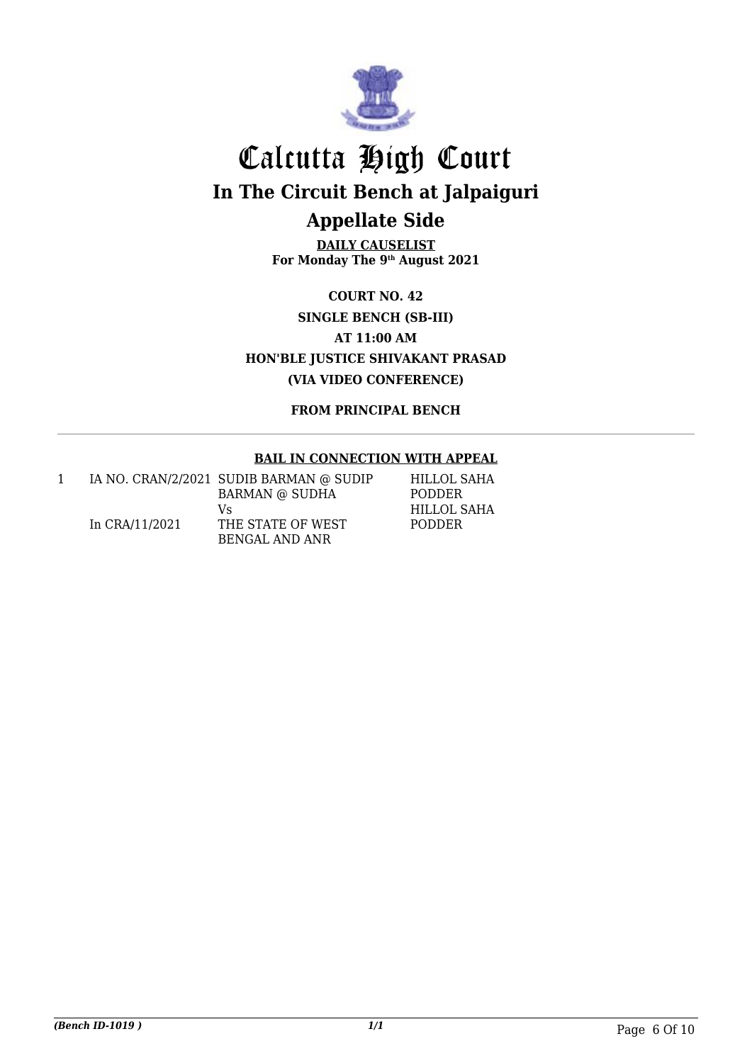# Calcutta High Court

## In The Circuit Bench at Jalpaiguri

## Appellate Side

**DAILY CAUSELIST**
**For Monday The 9th August 2021**

**COURT NO. 42**
**SINGLE BENCH (SB-III)**
**AT 11:00 AM**
**HON'BLE JUSTICE SHIVAKANT PRASAD**
**(VIA VIDEO CONFERENCE)**

**FROM PRINCIPAL BENCH**

**BAIL IN CONNECTION WITH APPEAL**

| | | | |
|---|---|---|---|
| 1 | IA NO. CRAN/2/2021<br>In CRA/11/2021 | SUDIB BARMAN @ SUDIP BARMAN @ SUDHA<br>Vs<br>THE STATE OF WEST BENGAL AND ANR | HILLOL SAHA PODDER<br>HILLOL SAHA PODDER |

*(Bench ID-1019 )* 1/1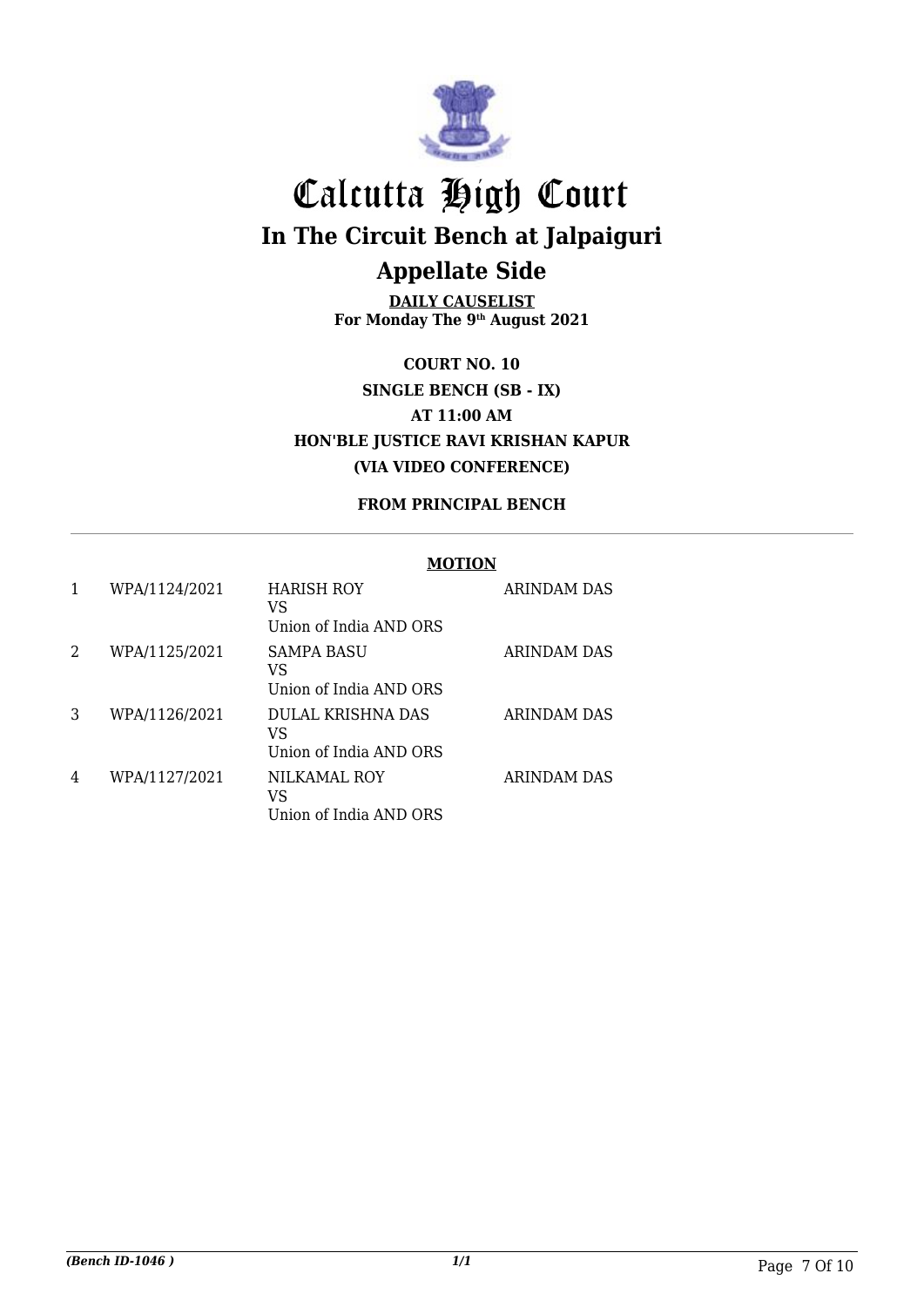# Calcutta High Court

## In The Circuit Bench at Jalpaiguri

## Appellate Side

**DAILY CAUSELIST**
**For Monday The 9th August 2021**

**COURT NO. 10**
**SINGLE BENCH (SB - IX)**
**AT 11:00 AM**
**HON'BLE JUSTICE RAVI KRISHAN KAPUR**
**(VIA VIDEO CONFERENCE)**

**FROM PRINCIPAL BENCH**

**MOTION**

| | | | |
|---|---|---|---|
| 1 | WPA/1124/2021 | HARISH ROY<br>VS<br>Union of India AND ORS | ARINDAM DAS |
| 2 | WPA/1125/2021 | SAMPA BASU<br>VS<br>Union of India AND ORS | ARINDAM DAS |
| 3 | WPA/1126/2021 | DULAL KRISHNA DAS<br>VS<br>Union of India AND ORS | ARINDAM DAS |
| 4 | WPA/1127/2021 | NILKAMAL ROY<br>VS<br>Union of India AND ORS | ARINDAM DAS |

*(Bench ID-1046 )* 1/1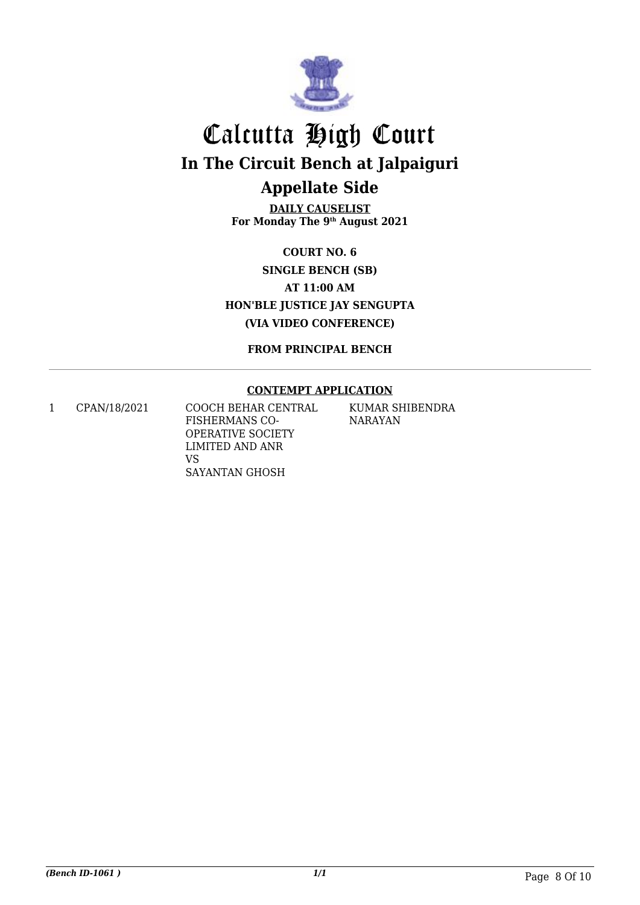# Calcutta High Court

## In The Circuit Bench at Jalpaiguri

## Appellate Side

**DAILY CAUSELIST**
**For Monday The 9th August 2021**

**COURT NO. 6**
**SINGLE BENCH (SB)**
**AT 11:00 AM**
**HON'BLE JUSTICE JAY SENGUPTA**
**(VIA VIDEO CONFERENCE)**

**FROM PRINCIPAL BENCH**

**CONTEMPT APPLICATION**

| | | | |
|---|---|---|---|
| 1 | CPAN/18/2021 | COOCH BEHAR CENTRAL FISHERMANS CO-OPERATIVE SOCIETY LIMITED AND ANR VS SAYANTAN GHOSH | KUMAR SHIBENDRA NARAYAN |

*(Bench ID-1061 )* *1/1*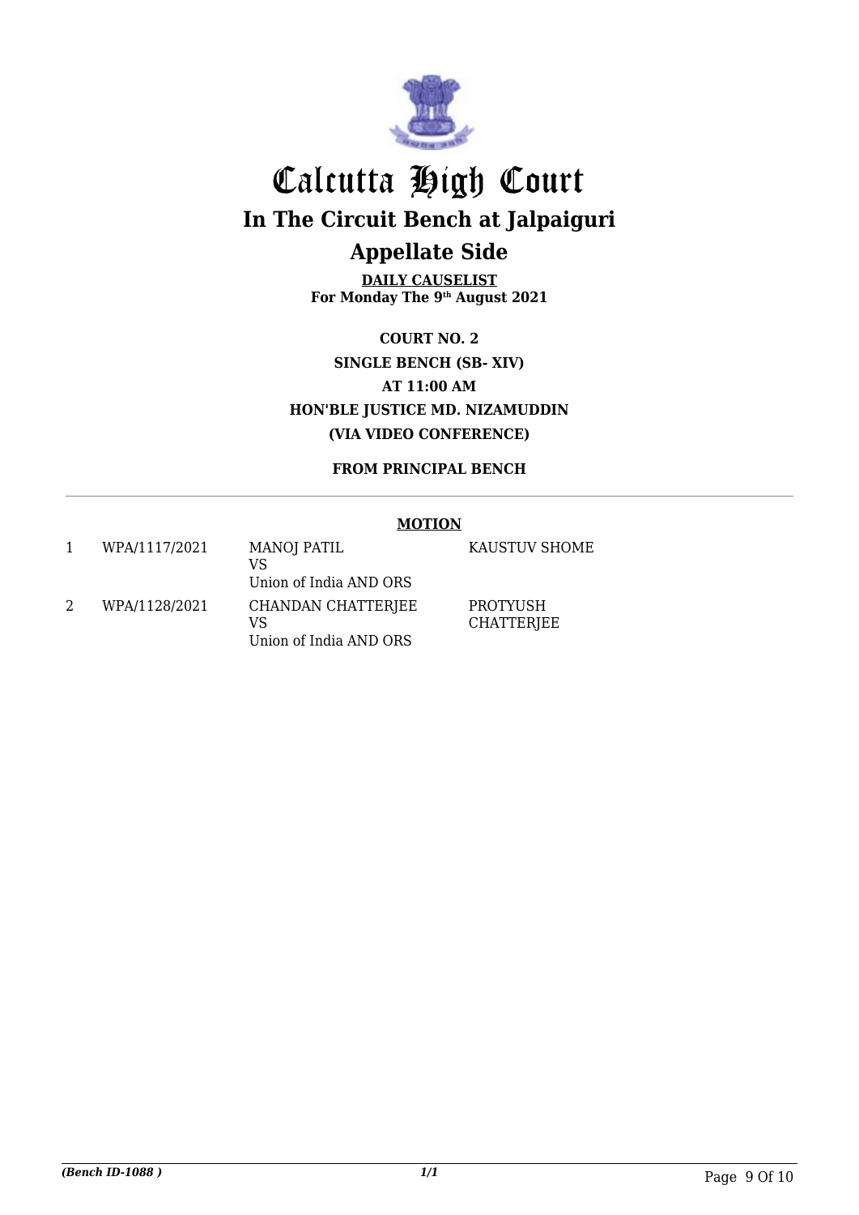# Calcutta High Court

## In The Circuit Bench at Jalpaiguri

## Appellate Side

**DAILY CAUSELIST**
**For Monday The 9th August 2021**

**COURT NO. 2**
**SINGLE BENCH (SB- XIV)**
**AT 11:00 AM**
**HON'BLE JUSTICE MD. NIZAMUDDIN**
**(VIA VIDEO CONFERENCE)**

**FROM PRINCIPAL BENCH**

**MOTION**

| | | | |
|---|---|---|---|
| 1 | WPA/1117/2021 | MANOJ PATIL<br>VS<br>Union of India AND ORS | KAUSTUV SHOME |
| 2 | WPA/1128/2021 | CHANDAN CHATTERJEE<br>VS<br>Union of India AND ORS | PROTYUSH CHATTERJEE |

*(Bench ID-1088 )*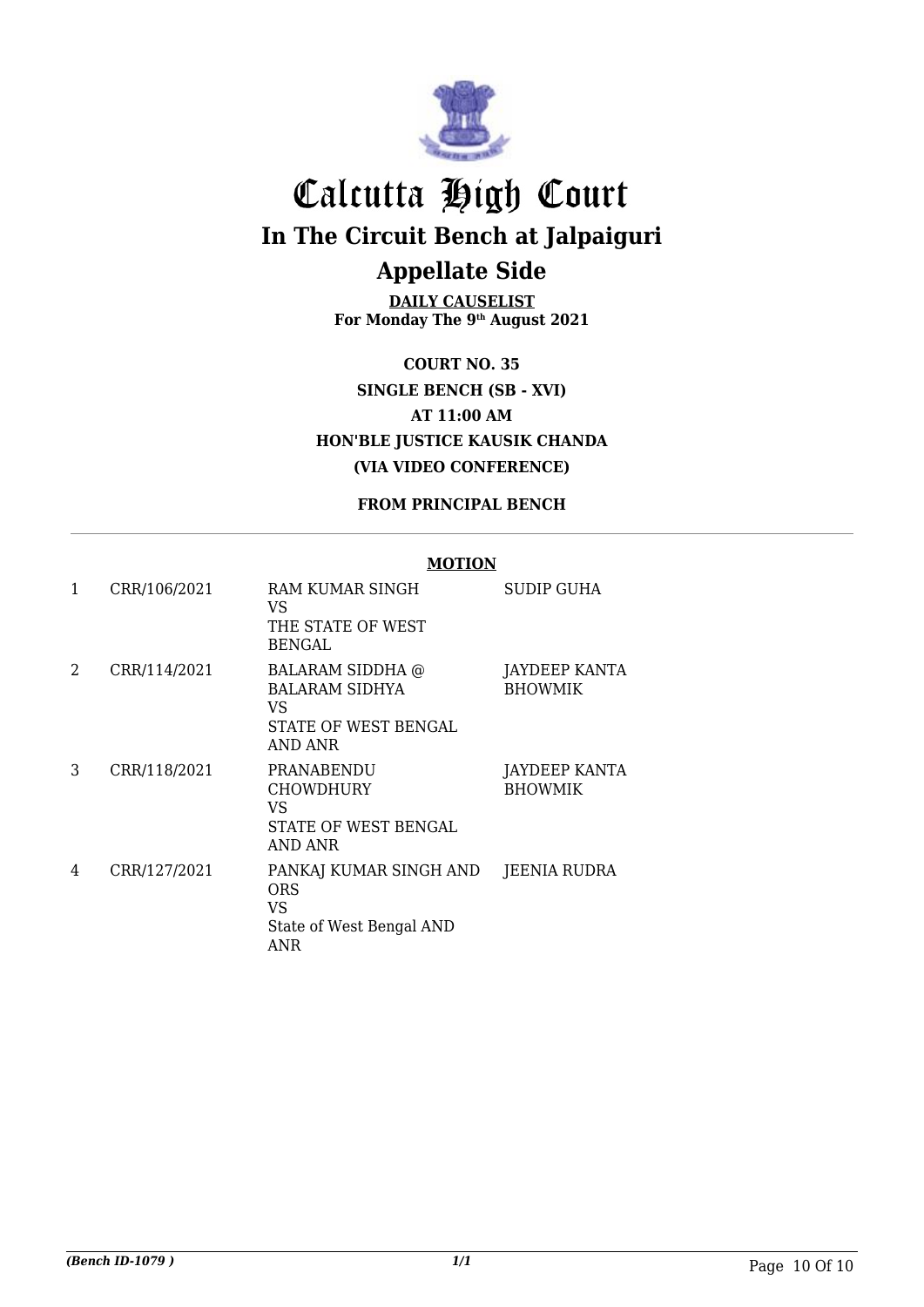# Calcutta High Court

## In The Circuit Bench at Jalpaiguri

## Appellate Side

**DAILY CAUSELIST**
**For Monday The 9th August 2021**

**COURT NO. 35**
**SINGLE BENCH (SB - XVI)**
**AT 11:00 AM**
**HON'BLE JUSTICE KAUSIK CHANDA**
**(VIA VIDEO CONFERENCE)**

**FROM PRINCIPAL BENCH**

**MOTION**

| | | | |
|---|---|---|---|
| 1 | CRR/106/2021 | RAM KUMAR SINGH VS THE STATE OF WEST BENGAL | SUDIP GUHA |
| 2 | CRR/114/2021 | BALARAM SIDDHA @ BALARAM SIDHYA VS STATE OF WEST BENGAL AND ANR | JAYDEEP KANTA BHOWMIK |
| 3 | CRR/118/2021 | PRANABENDU CHOWDHURY VS STATE OF WEST BENGAL AND ANR | JAYDEEP KANTA BHOWMIK |
| 4 | CRR/127/2021 | PANKAJ KUMAR SINGH AND ORS VS State of West Bengal AND ANR | JEENIA RUDRA |

*(Bench ID-1079 )*